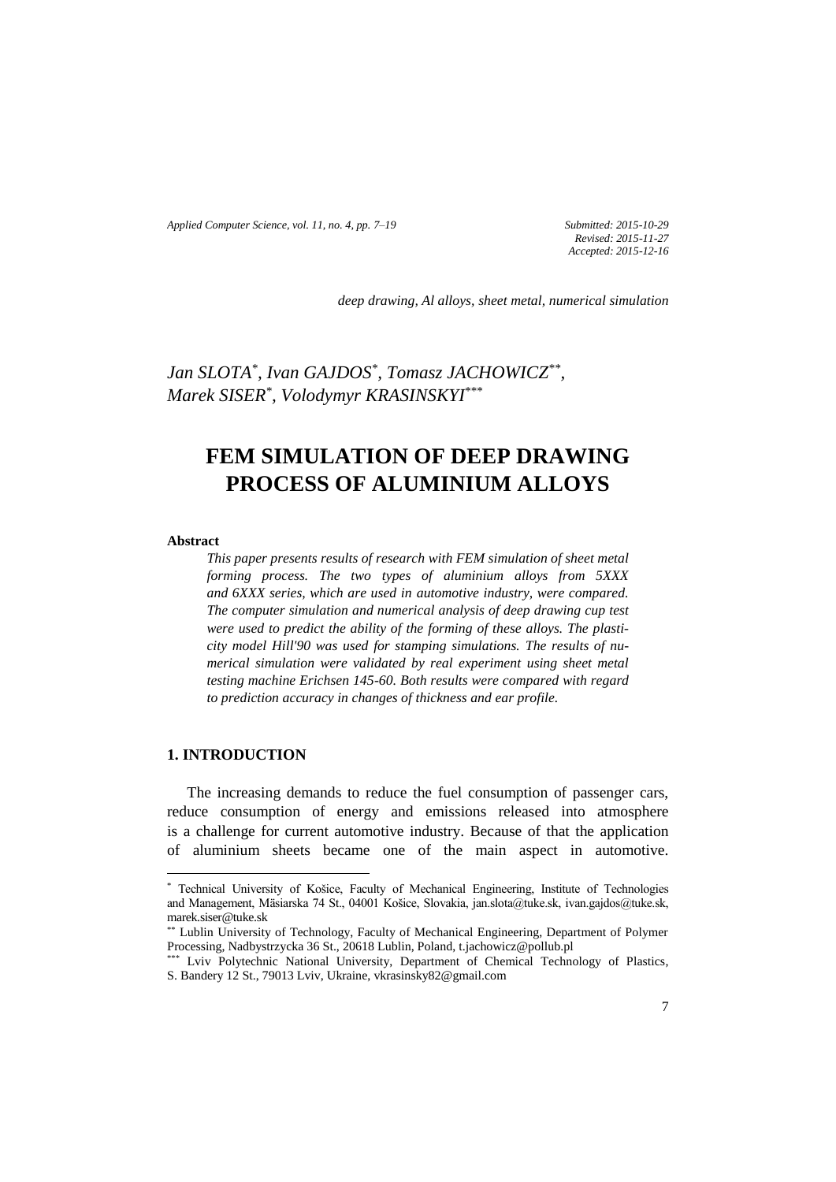*deep drawing, Al alloys, sheet metal, numerical simulation*

*Jan SLOTA[\*], Ivan GAJDOS[\*], Tomasz JACHOWICZ[\*\*], Marek SISER[\*], Volodymyr KRASINSKYI[\*\*\*]*

# FEM SIMULATION OF DEEP DRAWING PROCESS OF ALUMINIUM ALLOYS

**Abstract**

*This paper presents results of research with FEM simulation of sheet metal forming process. The two types of aluminium alloys from 5XXX and 6XXX series, which are used in automotive industry, were compared. The computer simulation and numerical analysis of deep drawing cup test were used to predict the ability of the forming of these alloys. The plasticity model Hill'90 was used for stamping simulations. The results of numerical simulation were validated by real experiment using sheet metal testing machine Erichsen 145-60. Both results were compared with regard to prediction accuracy in changes of thickness and ear profile.*

## 1. INTRODUCTION

The increasing demands to reduce the fuel consumption of passenger cars, reduce consumption of energy and emissions released into atmosphere is a challenge for current automotive industry. Because of that the application of aluminium sheets became one of the main aspect in automotive.

---

[\*] Technical University of Košice, Faculty of Mechanical Engineering, Institute of Technologies and Management, Mäsiarska 74 St., 04001 Košice, Slovakia, jan.slota@tuke.sk, ivan.gajdos@tuke.sk, marek.siser@tuke.sk

[\*\*] Lublin University of Technology, Faculty of Mechanical Engineering, Department of Polymer Processing, Nadbystrzycka 36 St., 20618 Lublin, Poland, t.jachowicz@pollub.pl

[\*\*\*] Lviv Polytechnic National University, Department of Chemical Technology of Plastics, S. Bandery 12 St., 79013 Lviv, Ukraine, vkrasinsky82@gmail.com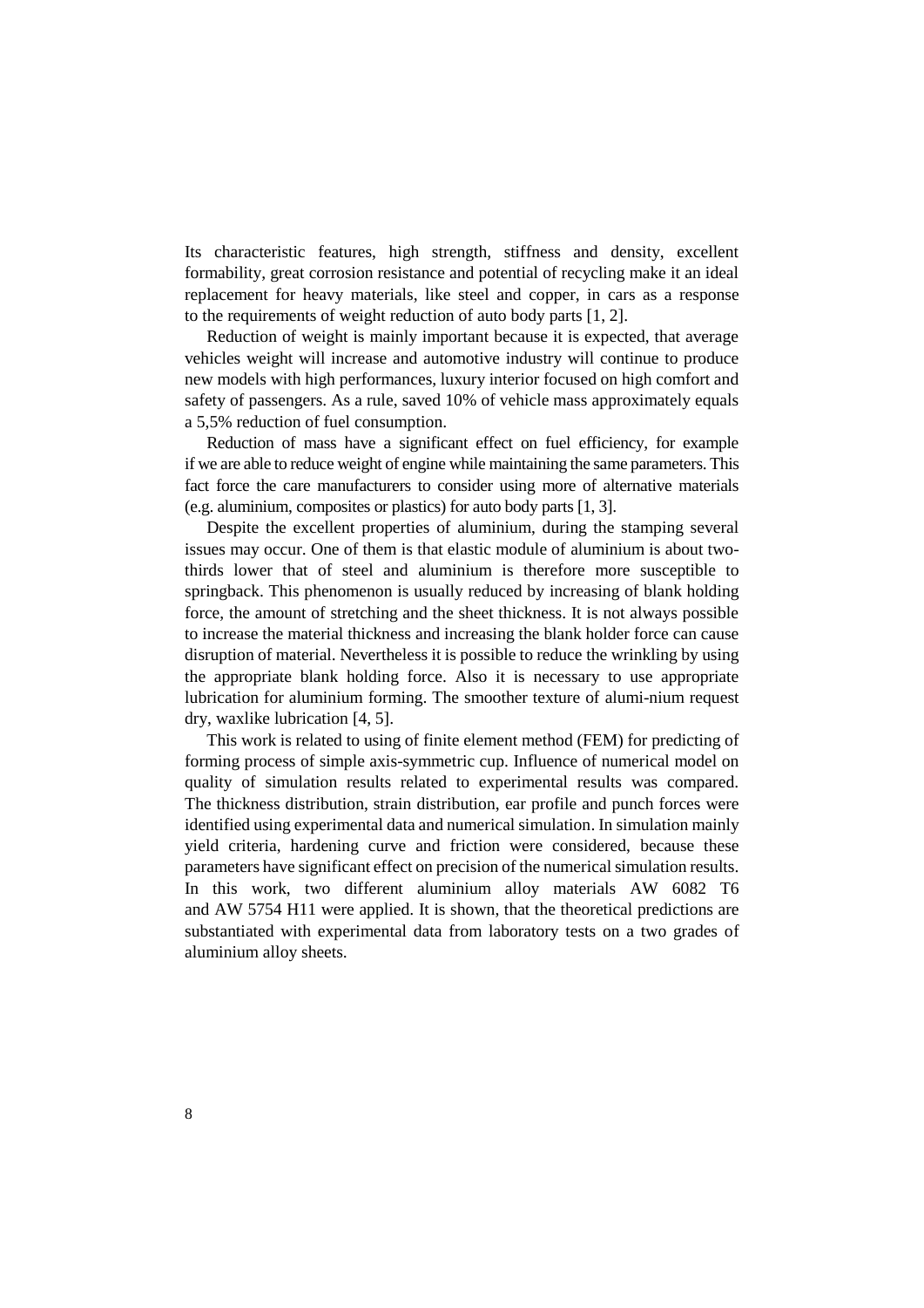Its characteristic features, high strength, stiffness and density, excellent formability, great corrosion resistance and potential of recycling make it an ideal replacement for heavy materials, like steel and copper, in cars as a response to the requirements of weight reduction of auto body parts [1, 2].

Reduction of weight is mainly important because it is expected, that average vehicles weight will increase and automotive industry will continue to produce new models with high performances, luxury interior focused on high comfort and safety of passengers. As a rule, saved 10% of vehicle mass approximately equals a 5,5% reduction of fuel consumption.

Reduction of mass have a significant effect on fuel efficiency, for example if we are able to reduce weight of engine while maintaining the same parameters. This fact force the care manufacturers to consider using more of alternative materials (e.g. aluminium, composites or plastics) for auto body parts [1, 3].

Despite the excellent properties of aluminium, during the stamping several issues may occur. One of them is that elastic module of aluminium is about two-thirds lower that of steel and aluminium is therefore more susceptible to springback. This phenomenon is usually reduced by increasing of blank holding force, the amount of stretching and the sheet thickness. It is not always possible to increase the material thickness and increasing the blank holder force can cause disruption of material. Nevertheless it is possible to reduce the wrinkling by using the appropriate blank holding force. Also it is necessary to use appropriate lubrication for aluminium forming. The smoother texture of alumi-nium request dry, waxlike lubrication [4, 5].

This work is related to using of finite element method (FEM) for predicting of forming process of simple axis-symmetric cup. Influence of numerical model on quality of simulation results related to experimental results was compared. The thickness distribution, strain distribution, ear profile and punch forces were identified using experimental data and numerical simulation. In simulation mainly yield criteria, hardening curve and friction were considered, because these parameters have significant effect on precision of the numerical simulation results. In this work, two different aluminium alloy materials AW 6082 T6 and AW 5754 H11 were applied. It is shown, that the theoretical predictions are substantiated with experimental data from laboratory tests on a two grades of aluminium alloy sheets.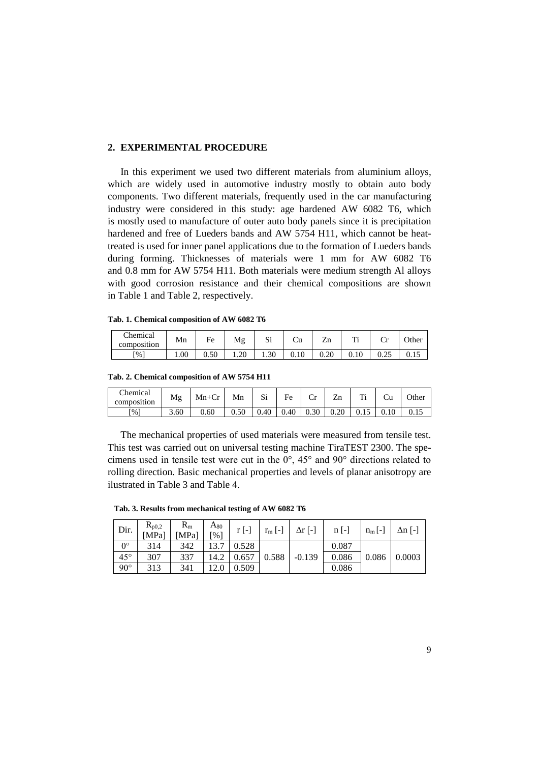## 2. EXPERIMENTAL PROCEDURE

In this experiment we used two different materials from aluminium alloys, which are widely used in automotive industry mostly to obtain auto body components. Two different materials, frequently used in the car manufacturing industry were considered in this study: age hardened AW 6082 T6, which is mostly used to manufacture of outer auto body panels since it is precipitation hardened and free of Lueders bands and AW 5754 H11, which cannot be heat-treated is used for inner panel applications due to the formation of Lueders bands during forming. Thicknesses of materials were 1 mm for AW 6082 T6 and 0.8 mm for AW 5754 H11. Both materials were medium strength Al alloys with good corrosion resistance and their chemical compositions are shown in Table 1 and Table 2, respectively.

**Tab. 1. Chemical composition of AW 6082 T6**

| Chemical composition | Mn | Fe | Mg | Si | Cu | Zn | Ti | Cr | Other |
|---|---|---|---|---|---|---|---|---|---|
| [%] | 1.00 | 0.50 | 1.20 | 1.30 | 0.10 | 0.20 | 0.10 | 0.25 | 0.15 |

**Tab. 2. Chemical composition of AW 5754 H11**

| Chemical composition | Mg | Mn+Cr | Mn | Si | Fe | Cr | Zn | Ti | Cu | Other |
|---|---|---|---|---|---|---|---|---|---|---|
| [%] | 3.60 | 0.60 | 0.50 | 0.40 | 0.40 | 0.30 | 0.20 | 0.15 | 0.10 | 0.15 |

The mechanical properties of used materials were measured from tensile test. This test was carried out on universal testing machine TiraTEST 2300. The specimens used in tensile test were cut in the 0°, 45° and 90° directions related to rolling direction. Basic mechanical properties and levels of planar anisotropy are ilustrated in Table 3 and Table 4.

**Tab. 3. Results from mechanical testing of AW 6082 T6**

| Dir. | $R_{p0,2}$ [MPa] | $R_m$ [MPa] | $A_{80}$ [%] | r [-] | $r_m$ [-] | $\Delta r$ [-] | n [-] | $n_m$ [-] | $\Delta n$ [-] |
|---|---|---|---|---|---|---|---|---|---|
| 0° | 314 | 342 | 13.7 | 0.528 | | | 0.087 | | |
| 45° | 307 | 337 | 14.2 | 0.657 | 0.588 | -0.139 | 0.086 | 0.086 | 0.0003 |
| 90° | 313 | 341 | 12.0 | 0.509 | | | 0.086 | | |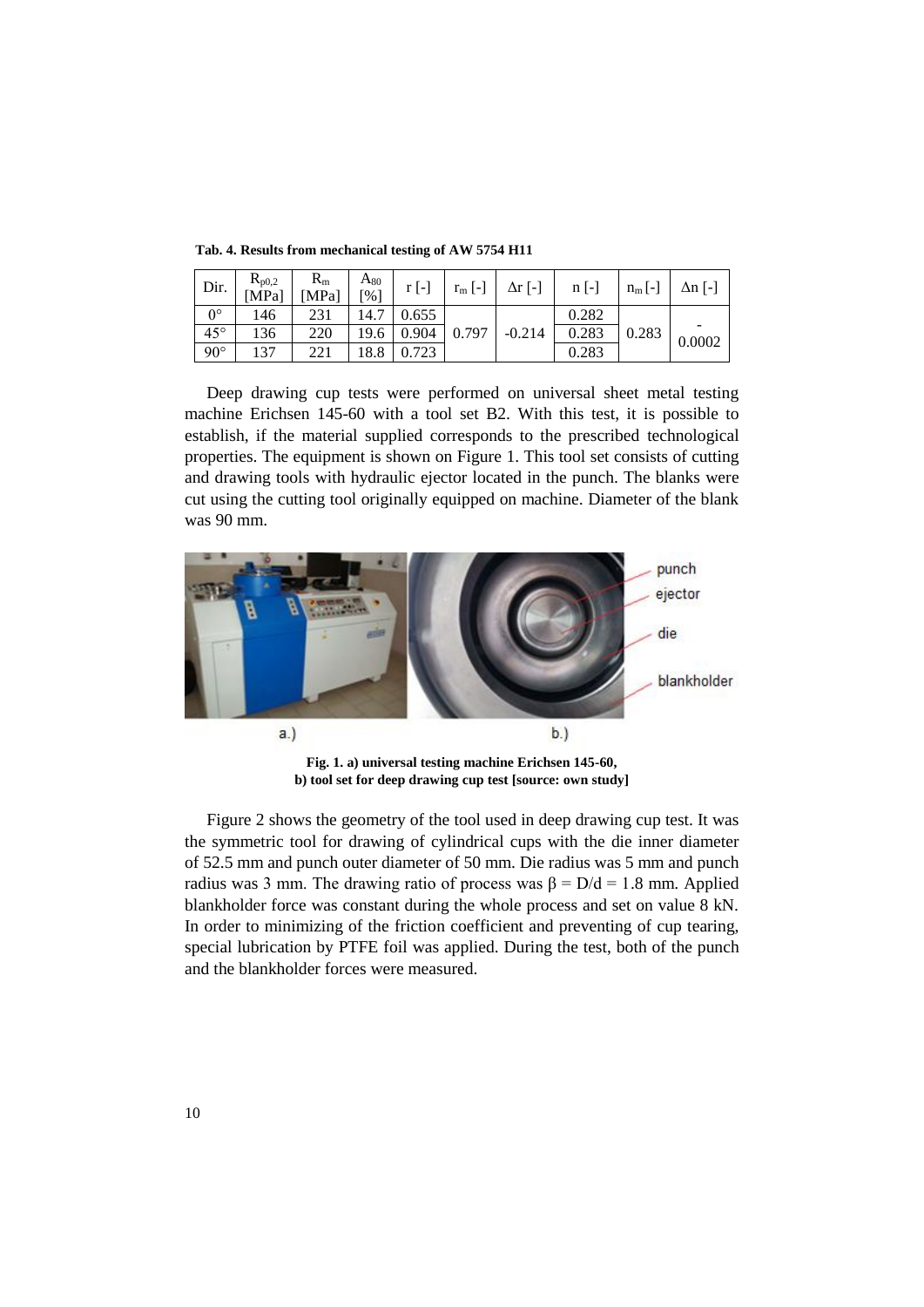**Tab. 4. Results from mechanical testing of AW 5754 H11**

| Dir. | $R_{p0,2}$ [MPa] | $R_m$ [MPa] | $A_{80}$ [%] | r [-] | $r_m$ [-] | $\Delta r$ [-] | n [-] | $n_m$ [-] | $\Delta n$ [-] |
|---|---|---|---|---|---|---|---|---|---|
| 0° | 146 | 231 | 14.7 | 0.655 | 0.797 | -0.214 | 0.282 | 0.283 | -0.0002 |
| 45° | 136 | 220 | 19.6 | 0.904 | | | 0.283 | | |
| 90° | 137 | 221 | 18.8 | 0.723 | | | 0.283 | | |

Deep drawing cup tests were performed on universal sheet metal testing machine Erichsen 145-60 with a tool set B2. With this test, it is possible to establish, if the material supplied corresponds to the prescribed technological properties. The equipment is shown on Figure 1. This tool set consists of cutting and drawing tools with hydraulic ejector located in the punch. The blanks were cut using the cutting tool originally equipped on machine. Diameter of the blank was 90 mm.

**Fig. 1. a) universal testing machine Erichsen 145-60, b) tool set for deep drawing cup test [source: own study]**

Figure 2 shows the geometry of the tool used in deep drawing cup test. It was the symmetric tool for drawing of cylindrical cups with the die inner diameter of 52.5 mm and punch outer diameter of 50 mm. Die radius was 5 mm and punch radius was 3 mm. The drawing ratio of process was $\beta = D/d = 1.8$ mm. Applied blankholder force was constant during the whole process and set on value 8 kN. In order to minimizing of the friction coefficient and preventing of cup tearing, special lubrication by PTFE foil was applied. During the test, both of the punch and the blankholder forces were measured.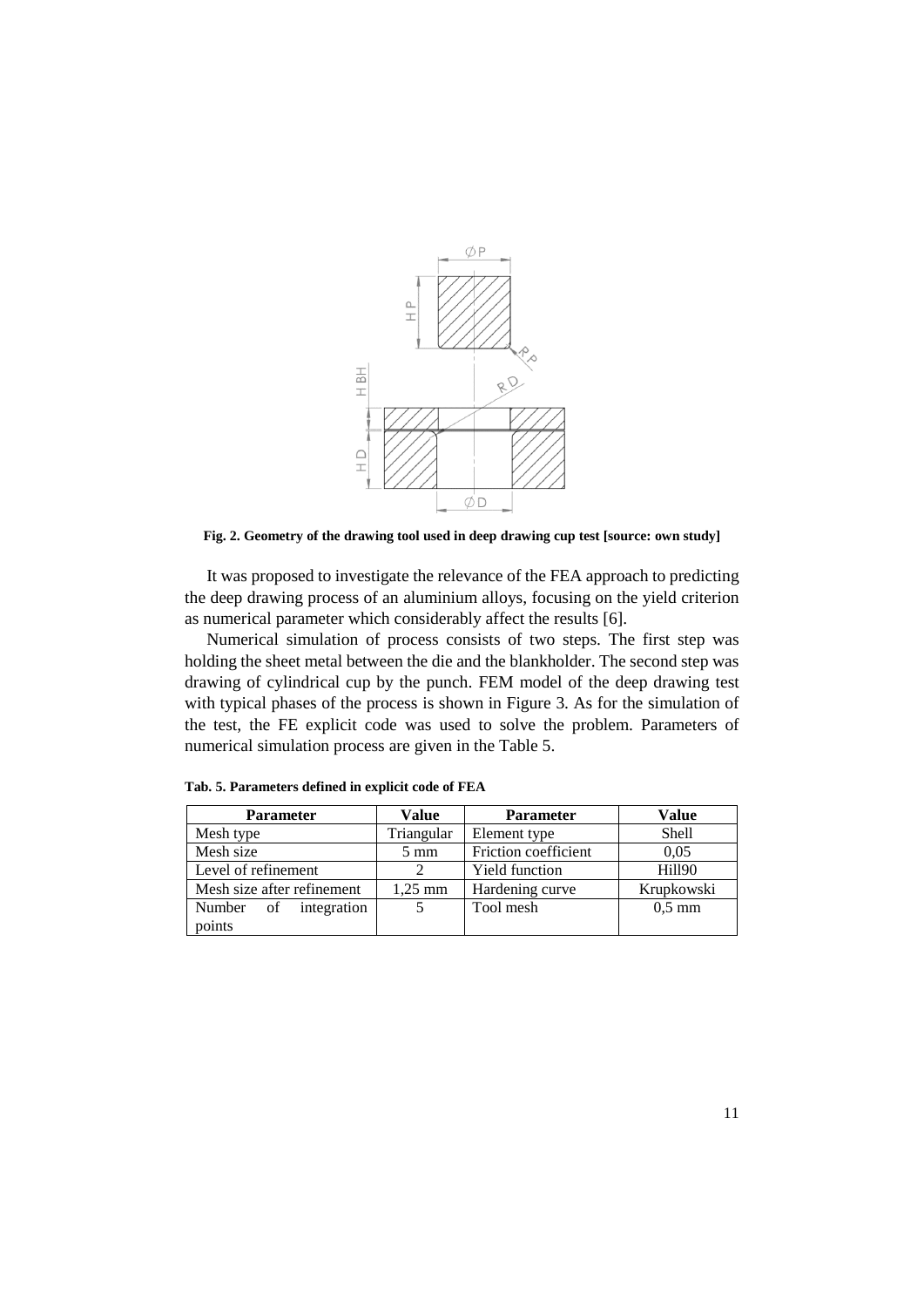**Fig. 2. Geometry of the drawing tool used in deep drawing cup test [source: own study]**

It was proposed to investigate the relevance of the FEA approach to predicting the deep drawing process of an aluminium alloys, focusing on the yield criterion as numerical parameter which considerably affect the results [6].

Numerical simulation of process consists of two steps. The first step was holding the sheet metal between the die and the blankholder. The second step was drawing of cylindrical cup by the punch. FEM model of the deep drawing test with typical phases of the process is shown in Figure 3. As for the simulation of the test, the FE explicit code was used to solve the problem. Parameters of numerical simulation process are given in the Table 5.

**Tab. 5. Parameters defined in explicit code of FEA**

| Parameter | Value | Parameter | Value |
|---|---|---|---|
| Mesh type | Triangular | Element type | Shell |
| Mesh size | 5 mm | Friction coefficient | 0,05 |
| Level of refinement | 2 | Yield function | Hill90 |
| Mesh size after refinement | 1,25 mm | Hardening curve | Krupkowski |
| Number of integration points | 5 | Tool mesh | 0,5 mm |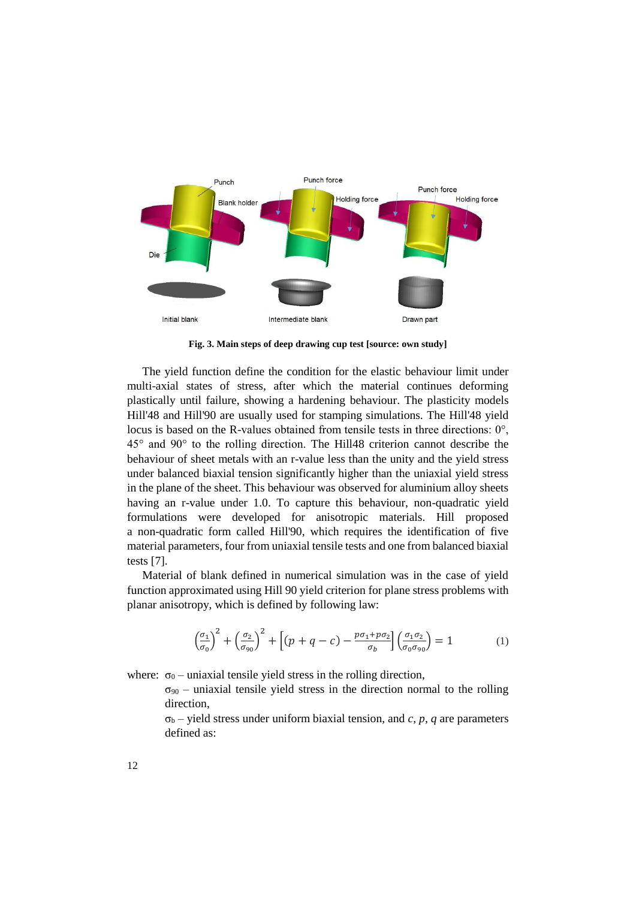Fig. 3. Main steps of deep drawing cup test [source: own study]

The yield function define the condition for the elastic behaviour limit under multi-axial states of stress, after which the material continues deforming plastically until failure, showing a hardening behaviour. The plasticity models Hill'48 and Hill'90 are usually used for stamping simulations. The Hill'48 yield locus is based on the R-values obtained from tensile tests in three directions: 0°, 45° and 90° to the rolling direction. The Hill48 criterion cannot describe the behaviour of sheet metals with an r-value less than the unity and the yield stress under balanced biaxial tension significantly higher than the uniaxial yield stress in the plane of the sheet. This behaviour was observed for aluminium alloy sheets having an r-value under 1.0. To capture this behaviour, non-quadratic yield formulations were developed for anisotropic materials. Hill proposed a non-quadratic form called Hill'90, which requires the identification of five material parameters, four from uniaxial tensile tests and one from balanced biaxial tests [7].

Material of blank defined in numerical simulation was in the case of yield function approximated using Hill 90 yield criterion for plane stress problems with planar anisotropy, which is defined by following law:

$$\left(\frac{\sigma_1}{\sigma_0}\right)^2 + \left(\frac{\sigma_2}{\sigma_{90}}\right)^2 + \left[(p+q-c) - \frac{p\sigma_1 + p\sigma_2}{\sigma_b}\right]\left(\frac{\sigma_1\sigma_2}{\sigma_0\sigma_{90}}\right) = 1 \qquad (1)$$

where: $\sigma_0$ – uniaxial tensile yield stress in the rolling direction,

$\sigma_{90}$ – uniaxial tensile yield stress in the direction normal to the rolling direction,

$\sigma_b$ – yield stress under uniform biaxial tension, and *c*, *p*, *q* are parameters defined as: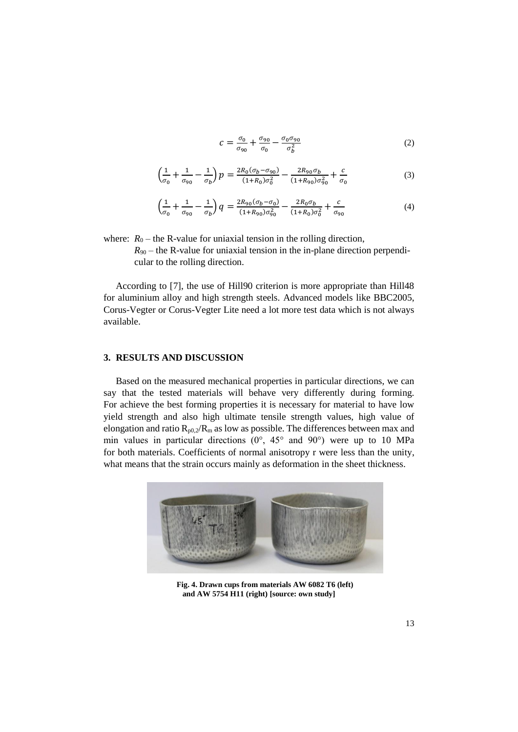$$c = \frac{\sigma_0}{\sigma_{90}} + \frac{\sigma_{90}}{\sigma_0} - \frac{\sigma_0 \sigma_{90}}{\sigma_b^2} \tag{2}$$

$$\left(\frac{1}{\sigma_0} + \frac{1}{\sigma_{90}} - \frac{1}{\sigma_b}\right) p = \frac{2R_0(\sigma_b - \sigma_{90})}{(1+R_0)\sigma_0^2} - \frac{2R_{90}\sigma_b}{(1+R_{90})\sigma_{90}^2} + \frac{c}{\sigma_0} \tag{3}$$

$$\left(\frac{1}{\sigma_0} + \frac{1}{\sigma_{90}} - \frac{1}{\sigma_b}\right) q = \frac{2R_{90}(\sigma_b - \sigma_0)}{(1+R_{90})\sigma_{90}^2} - \frac{2R_0\sigma_b}{(1+R_0)\sigma_0^2} + \frac{c}{\sigma_{90}} \tag{4}$$

where: $R_0$ – the R-value for uniaxial tension in the rolling direction,
$R_{90}$ – the R-value for uniaxial tension in the in-plane direction perpendicular to the rolling direction.

According to [7], the use of Hill90 criterion is more appropriate than Hill48 for aluminium alloy and high strength steels. Advanced models like BBC2005, Corus-Vegter or Corus-Vegter Lite need a lot more test data which is not always available.

## 3. RESULTS AND DISCUSSION

Based on the measured mechanical properties in particular directions, we can say that the tested materials will behave very differently during forming. For achieve the best forming properties it is necessary for material to have low yield strength and also high ultimate tensile strength values, high value of elongation and ratio $R_{p0,2}/R_m$ as low as possible. The differences between max and min values in particular directions (0°, 45° and 90°) were up to 10 MPa for both materials. Coefficients of normal anisotropy r were less than the unity, what means that the strain occurs mainly as deformation in the sheet thickness.

**Fig. 4. Drawn cups from materials AW 6082 T6 (left) and AW 5754 H11 (right) [source: own study]**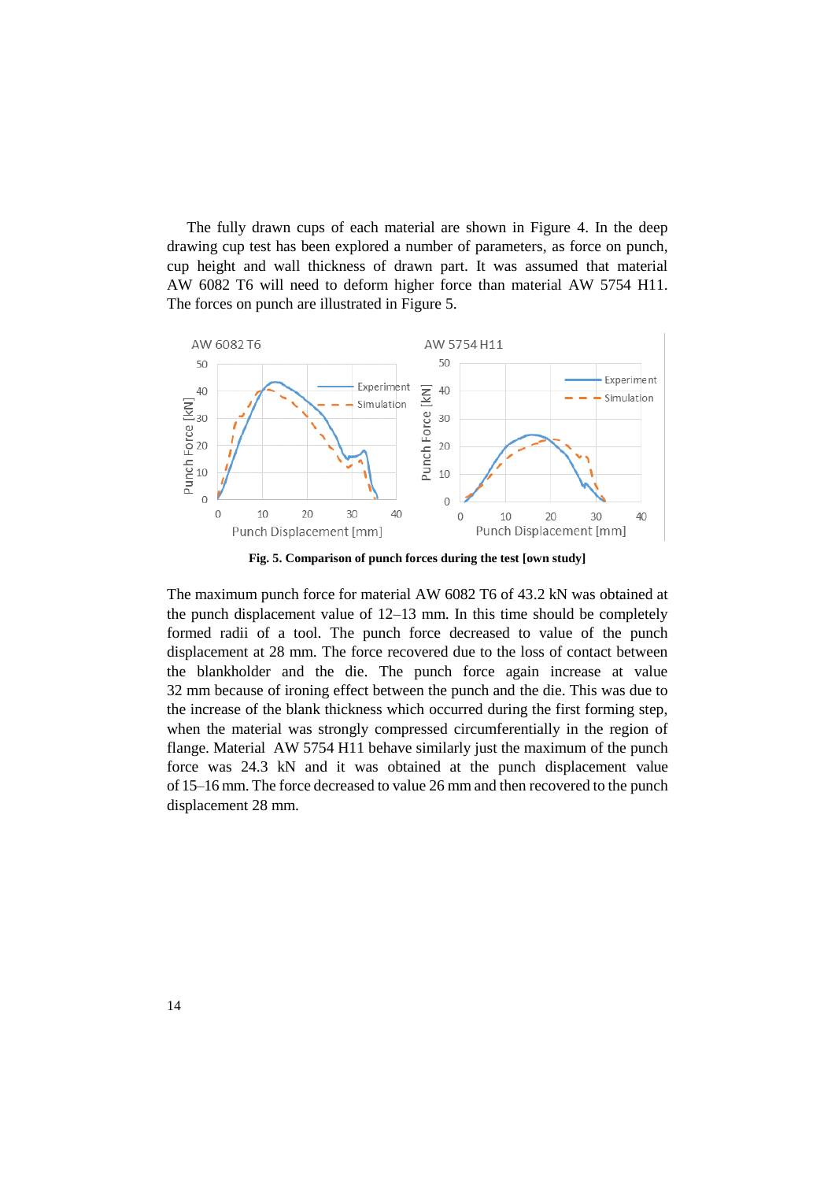The fully drawn cups of each material are shown in Figure 4. In the deep drawing cup test has been explored a number of parameters, as force on punch, cup height and wall thickness of drawn part. It was assumed that material AW 6082 T6 will need to deform higher force than material AW 5754 H11. The forces on punch are illustrated in Figure 5.

**Fig. 5. Comparison of punch forces during the test [own study]**

The maximum punch force for material AW 6082 T6 of 43.2 kN was obtained at the punch displacement value of 12–13 mm. In this time should be completely formed radii of a tool. The punch force decreased to value of the punch displacement at 28 mm. The force recovered due to the loss of contact between the blankholder and the die. The punch force again increase at value 32 mm because of ironing effect between the punch and the die. This was due to the increase of the blank thickness which occurred during the first forming step, when the material was strongly compressed circumferentially in the region of flange. Material AW 5754 H11 behave similarly just the maximum of the punch force was 24.3 kN and it was obtained at the punch displacement value of 15–16 mm. The force decreased to value 26 mm and then recovered to the punch displacement 28 mm.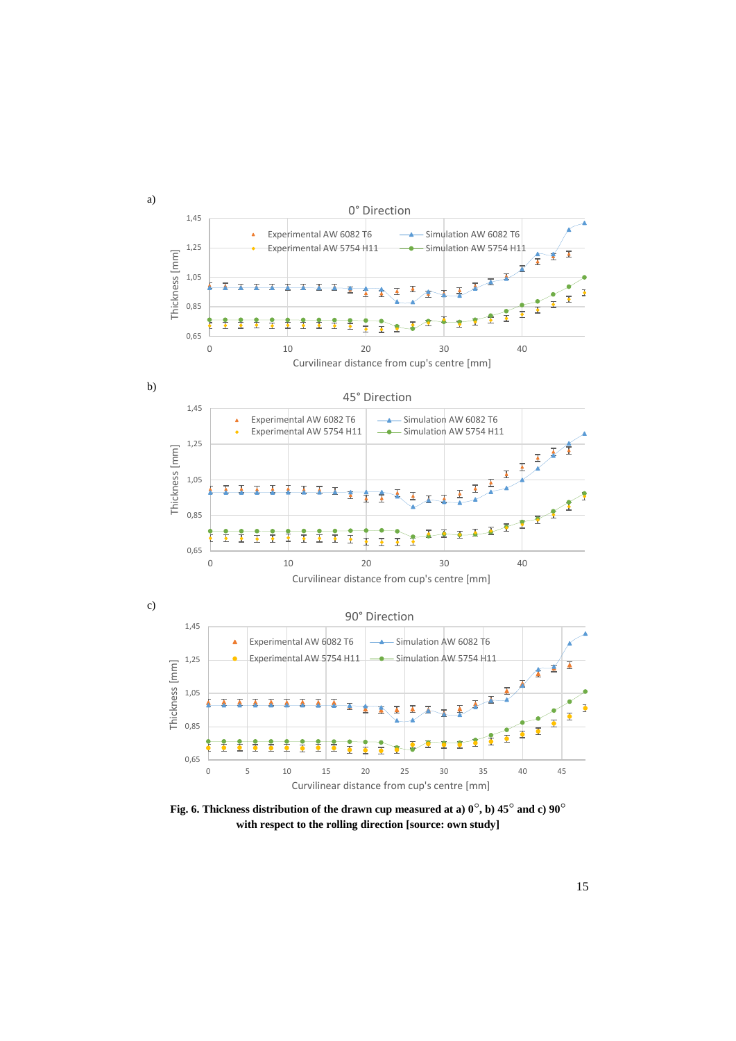a)

b)

c)

**Fig. 6. Thickness distribution of the drawn cup measured at a) 0°, b) 45° and c) 90° with respect to the rolling direction [source: own study]**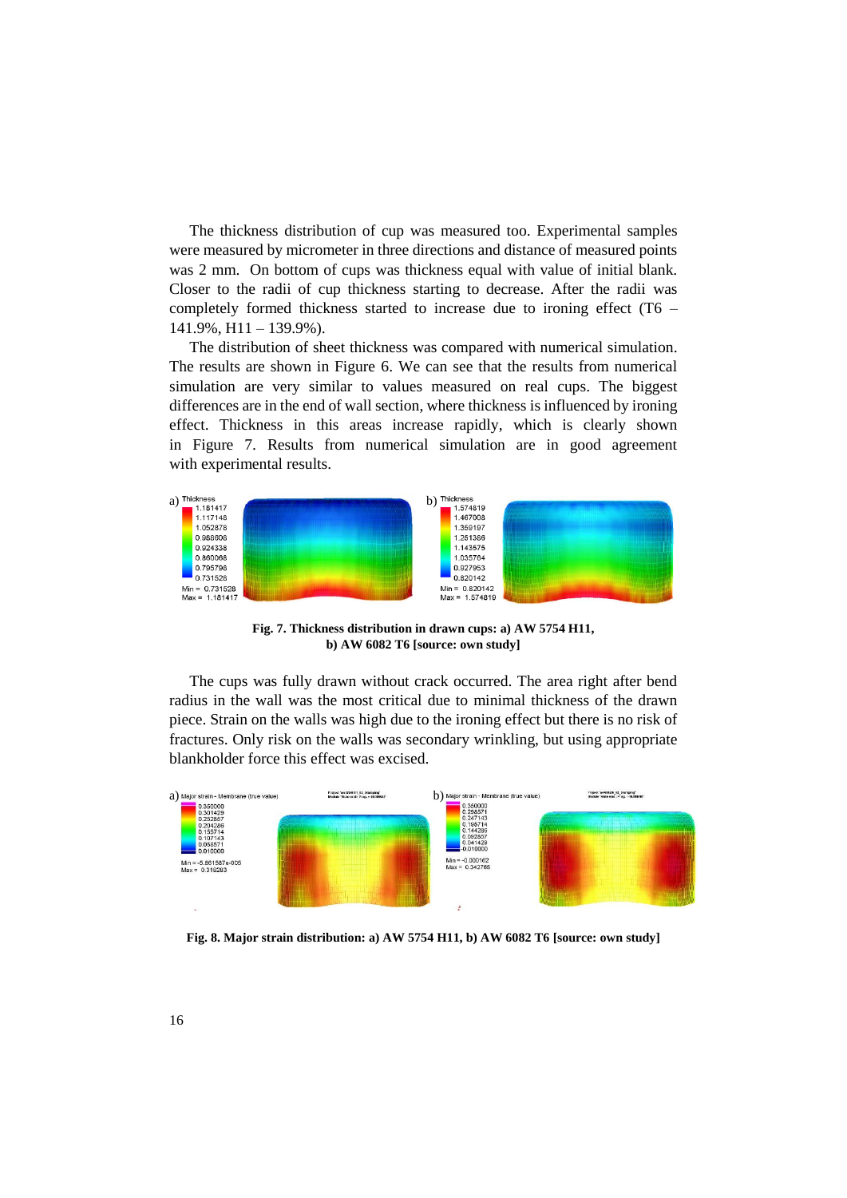The thickness distribution of cup was measured too. Experimental samples were measured by micrometer in three directions and distance of measured points was 2 mm. On bottom of cups was thickness equal with value of initial blank. Closer to the radii of cup thickness starting to decrease. After the radii was completely formed thickness started to increase due to ironing effect (T6 – 141.9%, H11 – 139.9%).

The distribution of sheet thickness was compared with numerical simulation. The results are shown in Figure 6. We can see that the results from numerical simulation are very similar to values measured on real cups. The biggest differences are in the end of wall section, where thickness is influenced by ironing effect. Thickness in this areas increase rapidly, which is clearly shown in Figure 7. Results from numerical simulation are in good agreement with experimental results.

**Fig. 7. Thickness distribution in drawn cups: a) AW 5754 H11, b) AW 6082 T6 [source: own study]**

The cups was fully drawn without crack occurred. The area right after bend radius in the wall was the most critical due to minimal thickness of the drawn piece. Strain on the walls was high due to the ironing effect but there is no risk of fractures. Only risk on the walls was secondary wrinkling, but using appropriate blankholder force this effect was excised.

**Fig. 8. Major strain distribution: a) AW 5754 H11, b) AW 6082 T6 [source: own study]**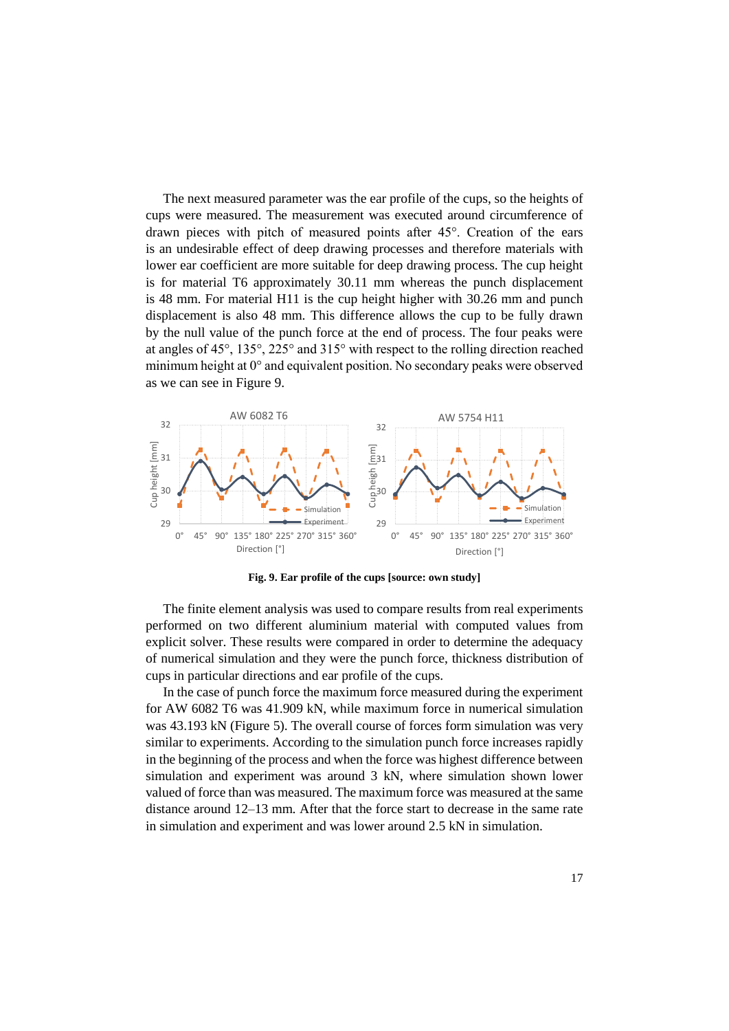The next measured parameter was the ear profile of the cups, so the heights of cups were measured. The measurement was executed around circumference of drawn pieces with pitch of measured points after 45°. Creation of the ears is an undesirable effect of deep drawing processes and therefore materials with lower ear coefficient are more suitable for deep drawing process. The cup height is for material T6 approximately 30.11 mm whereas the punch displacement is 48 mm. For material H11 is the cup height higher with 30.26 mm and punch displacement is also 48 mm. This difference allows the cup to be fully drawn by the null value of the punch force at the end of process. The four peaks were at angles of 45°, 135°, 225° and 315° with respect to the rolling direction reached minimum height at 0° and equivalent position. No secondary peaks were observed as we can see in Figure 9.

**Fig. 9. Ear profile of the cups [source: own study]**

The finite element analysis was used to compare results from real experiments performed on two different aluminium material with computed values from explicit solver. These results were compared in order to determine the adequacy of numerical simulation and they were the punch force, thickness distribution of cups in particular directions and ear profile of the cups.

In the case of punch force the maximum force measured during the experiment for AW 6082 T6 was 41.909 kN, while maximum force in numerical simulation was 43.193 kN (Figure 5). The overall course of forces form simulation was very similar to experiments. According to the simulation punch force increases rapidly in the beginning of the process and when the force was highest difference between simulation and experiment was around 3 kN, where simulation shown lower valued of force than was measured. The maximum force was measured at the same distance around 12–13 mm. After that the force start to decrease in the same rate in simulation and experiment and was lower around 2.5 kN in simulation.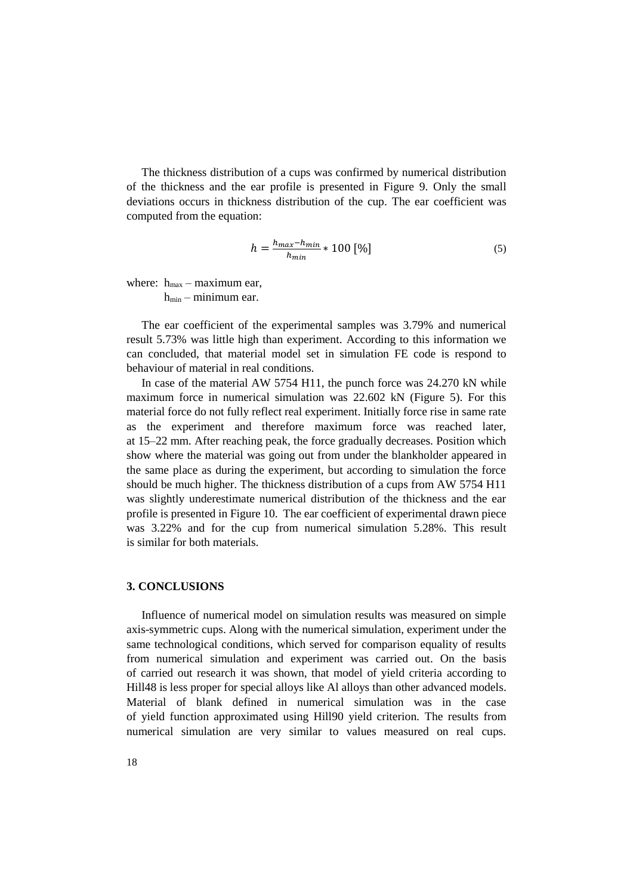The thickness distribution of a cups was confirmed by numerical distribution of the thickness and the ear profile is presented in Figure 9. Only the small deviations occurs in thickness distribution of the cup. The ear coefficient was computed from the equation:

$$h = \frac{h_{max} - h_{min}}{h_{min}} * 100 \ [\%] \tag{5}$$

where: $h_{max}$ – maximum ear,
$h_{min}$ – minimum ear.

The ear coefficient of the experimental samples was 3.79% and numerical result 5.73% was little high than experiment. According to this information we can concluded, that material model set in simulation FE code is respond to behaviour of material in real conditions.

In case of the material AW 5754 H11, the punch force was 24.270 kN while maximum force in numerical simulation was 22.602 kN (Figure 5). For this material force do not fully reflect real experiment. Initially force rise in same rate as the experiment and therefore maximum force was reached later, at 15–22 mm. After reaching peak, the force gradually decreases. Position which show where the material was going out from under the blankholder appeared in the same place as during the experiment, but according to simulation the force should be much higher. The thickness distribution of a cups from AW 5754 H11 was slightly underestimate numerical distribution of the thickness and the ear profile is presented in Figure 10. The ear coefficient of experimental drawn piece was 3.22% and for the cup from numerical simulation 5.28%. This result is similar for both materials.

## 3. CONCLUSIONS

Influence of numerical model on simulation results was measured on simple axis-symmetric cups. Along with the numerical simulation, experiment under the same technological conditions, which served for comparison equality of results from numerical simulation and experiment was carried out. On the basis of carried out research it was shown, that model of yield criteria according to Hill48 is less proper for special alloys like Al alloys than other advanced models. Material of blank defined in numerical simulation was in the case of yield function approximated using Hill90 yield criterion. The results from numerical simulation are very similar to values measured on real cups.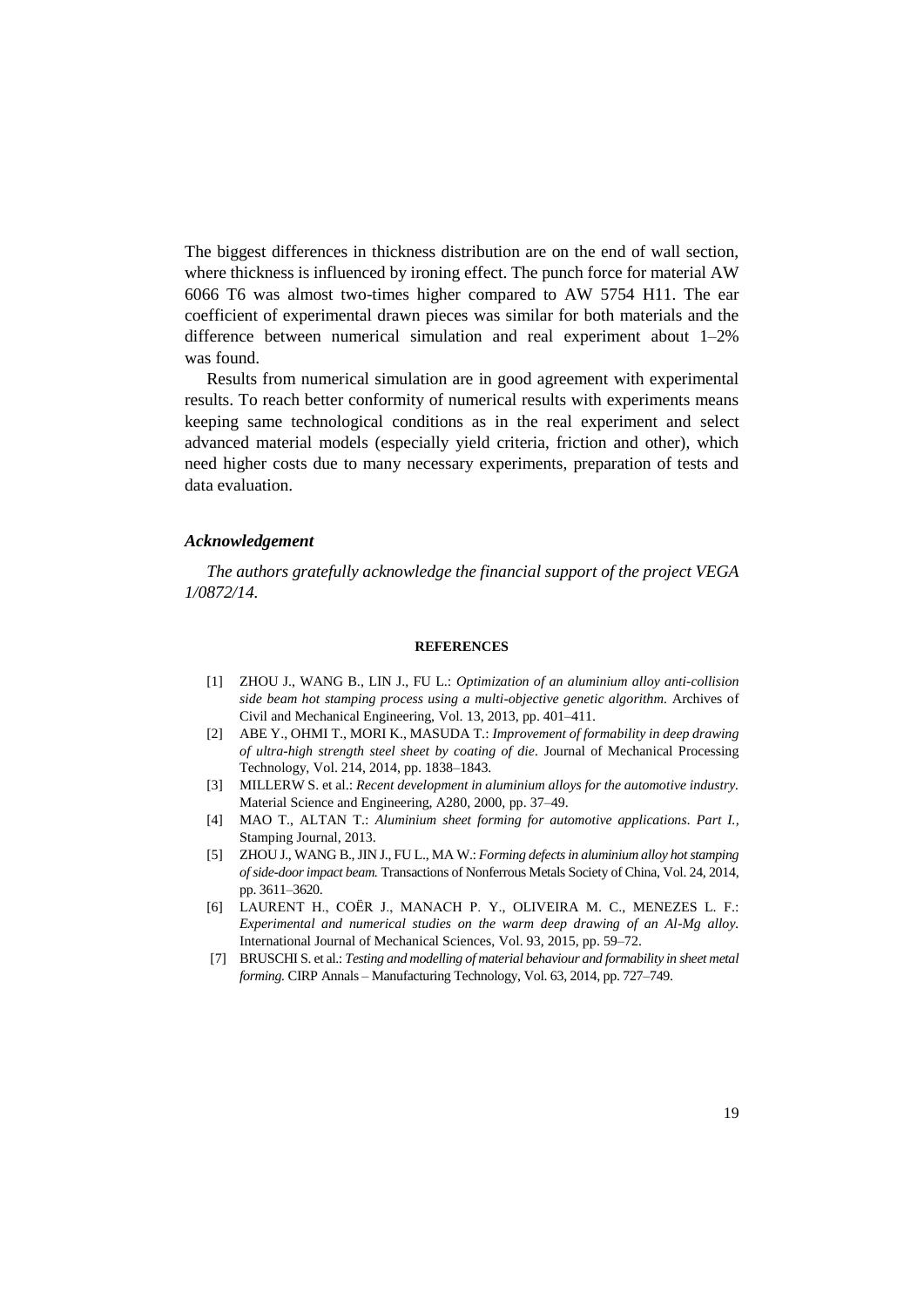The biggest differences in thickness distribution are on the end of wall section, where thickness is influenced by ironing effect. The punch force for material AW 6066 T6 was almost two-times higher compared to AW 5754 H11. The ear coefficient of experimental drawn pieces was similar for both materials and the difference between numerical simulation and real experiment about 1–2% was found.

Results from numerical simulation are in good agreement with experimental results. To reach better conformity of numerical results with experiments means keeping same technological conditions as in the real experiment and select advanced material models (especially yield criteria, friction and other), which need higher costs due to many necessary experiments, preparation of tests and data evaluation.

### *Acknowledgement*

*The authors gratefully acknowledge the financial support of the project VEGA 1/0872/14.*

#### REFERENCES

[1] ZHOU J., WANG B., LIN J., FU L.: *Optimization of an aluminium alloy anti-collision side beam hot stamping process using a multi-objective genetic algorithm.* Archives of Civil and Mechanical Engineering, Vol. 13, 2013, pp. 401–411.

[2] ABE Y., OHMI T., MORI K., MASUDA T.: *Improvement of formability in deep drawing of ultra-high strength steel sheet by coating of die.* Journal of Mechanical Processing Technology, Vol. 214, 2014, pp. 1838–1843.

[3] MILLERW S. et al.: *Recent development in aluminium alloys for the automotive industry.* Material Science and Engineering, A280, 2000, pp. 37–49.

[4] MAO T., ALTAN T.: *Aluminium sheet forming for automotive applications. Part I.,* Stamping Journal, 2013.

[5] ZHOU J., WANG B., JIN J., FU L., MA W.: *Forming defects in aluminium alloy hot stamping of side-door impact beam.* Transactions of Nonferrous Metals Society of China, Vol. 24, 2014, pp. 3611–3620.

[6] LAURENT H., COËR J., MANACH P. Y., OLIVEIRA M. C., MENEZES L. F.: *Experimental and numerical studies on the warm deep drawing of an Al-Mg alloy.* International Journal of Mechanical Sciences, Vol. 93, 2015, pp. 59–72.

[7] BRUSCHI S. et al.: *Testing and modelling of material behaviour and formability in sheet metal forming.* CIRP Annals – Manufacturing Technology, Vol. 63, 2014, pp. 727–749.